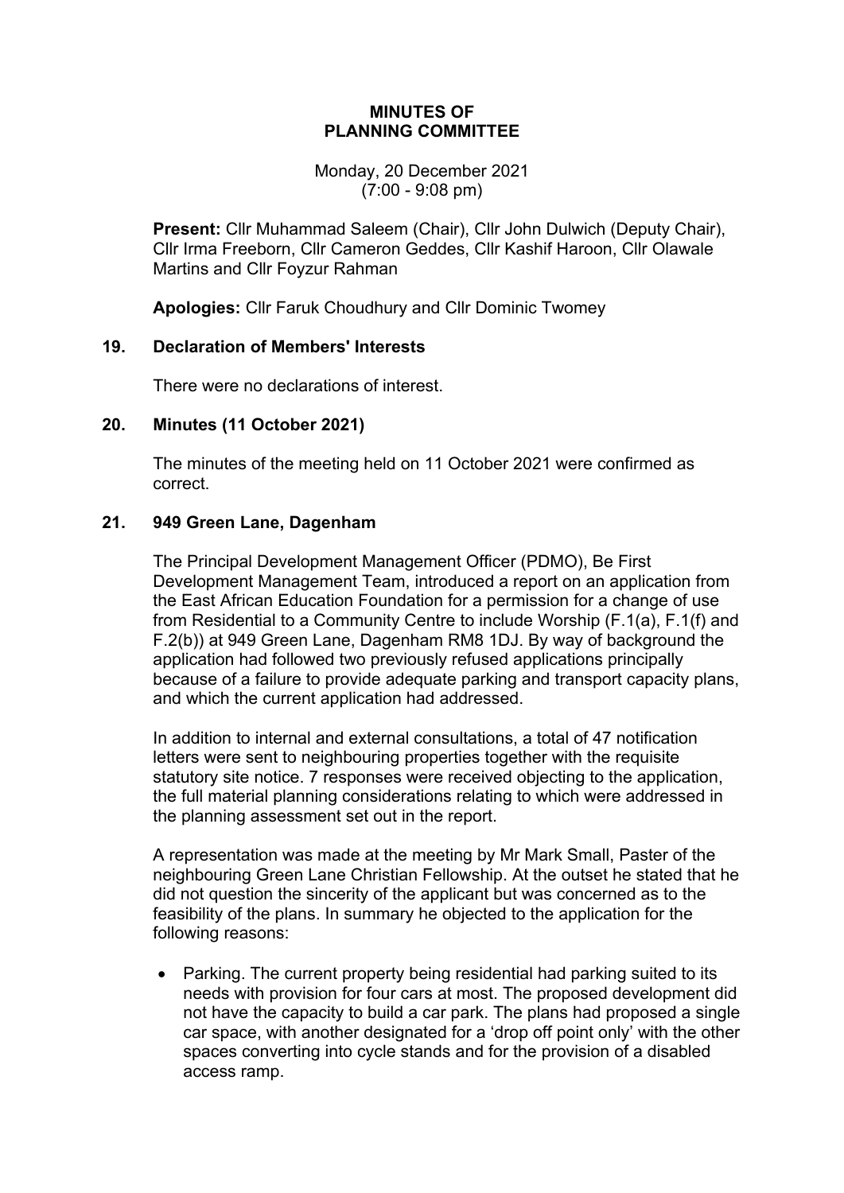# MINUTES OF PLANNING COMMITTEE

Monday, 20 December 2021
(7:00 - 9:08 pm)

**Present:** Cllr Muhammad Saleem (Chair), Cllr John Dulwich (Deputy Chair), Cllr Irma Freeborn, Cllr Cameron Geddes, Cllr Kashif Haroon, Cllr Olawale Martins and Cllr Foyzur Rahman

**Apologies:** Cllr Faruk Choudhury and Cllr Dominic Twomey

## 19. Declaration of Members' Interests

There were no declarations of interest.

## 20. Minutes (11 October 2021)

The minutes of the meeting held on 11 October 2021 were confirmed as correct.

## 21. 949 Green Lane, Dagenham

The Principal Development Management Officer (PDMO), Be First Development Management Team, introduced a report on an application from the East African Education Foundation for a permission for a change of use from Residential to a Community Centre to include Worship (F.1(a), F.1(f) and F.2(b)) at 949 Green Lane, Dagenham RM8 1DJ. By way of background the application had followed two previously refused applications principally because of a failure to provide adequate parking and transport capacity plans, and which the current application had addressed.

In addition to internal and external consultations, a total of 47 notification letters were sent to neighbouring properties together with the requisite statutory site notice. 7 responses were received objecting to the application, the full material planning considerations relating to which were addressed in the planning assessment set out in the report.

A representation was made at the meeting by Mr Mark Small, Paster of the neighbouring Green Lane Christian Fellowship. At the outset he stated that he did not question the sincerity of the applicant but was concerned as to the feasibility of the plans. In summary he objected to the application for the following reasons:

- Parking. The current property being residential had parking suited to its needs with provision for four cars at most. The proposed development did not have the capacity to build a car park. The plans had proposed a single car space, with another designated for a 'drop off point only' with the other spaces converting into cycle stands and for the provision of a disabled access ramp.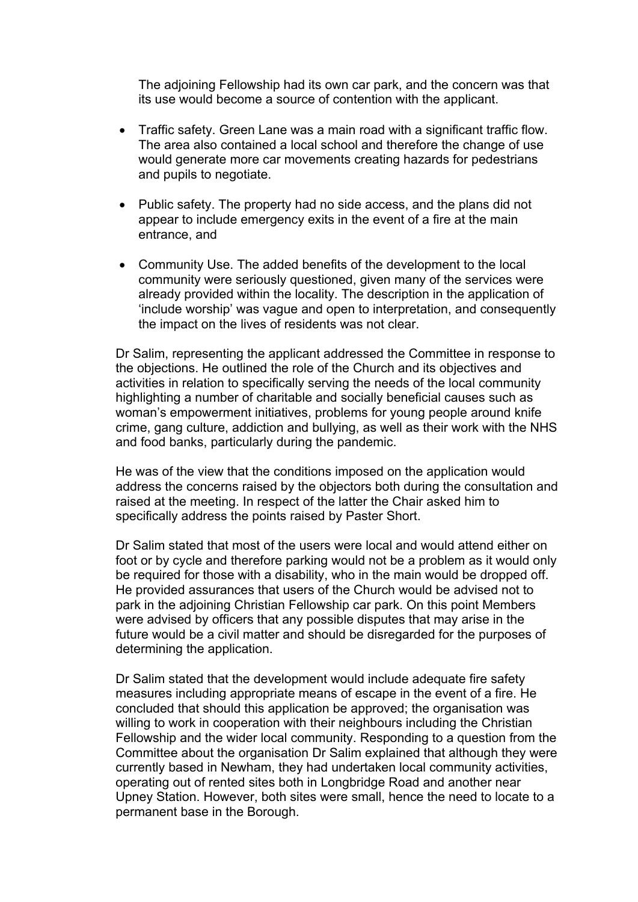The adjoining Fellowship had its own car park, and the concern was that its use would become a source of contention with the applicant.

- Traffic safety. Green Lane was a main road with a significant traffic flow. The area also contained a local school and therefore the change of use would generate more car movements creating hazards for pedestrians and pupils to negotiate.

- Public safety. The property had no side access, and the plans did not appear to include emergency exits in the event of a fire at the main entrance, and

- Community Use. The added benefits of the development to the local community were seriously questioned, given many of the services were already provided within the locality. The description in the application of 'include worship' was vague and open to interpretation, and consequently the impact on the lives of residents was not clear.

Dr Salim, representing the applicant addressed the Committee in response to the objections. He outlined the role of the Church and its objectives and activities in relation to specifically serving the needs of the local community highlighting a number of charitable and socially beneficial causes such as woman's empowerment initiatives, problems for young people around knife crime, gang culture, addiction and bullying, as well as their work with the NHS and food banks, particularly during the pandemic.

He was of the view that the conditions imposed on the application would address the concerns raised by the objectors both during the consultation and raised at the meeting. In respect of the latter the Chair asked him to specifically address the points raised by Paster Short.

Dr Salim stated that most of the users were local and would attend either on foot or by cycle and therefore parking would not be a problem as it would only be required for those with a disability, who in the main would be dropped off. He provided assurances that users of the Church would be advised not to park in the adjoining Christian Fellowship car park. On this point Members were advised by officers that any possible disputes that may arise in the future would be a civil matter and should be disregarded for the purposes of determining the application.

Dr Salim stated that the development would include adequate fire safety measures including appropriate means of escape in the event of a fire. He concluded that should this application be approved; the organisation was willing to work in cooperation with their neighbours including the Christian Fellowship and the wider local community. Responding to a question from the Committee about the organisation Dr Salim explained that although they were currently based in Newham, they had undertaken local community activities, operating out of rented sites both in Longbridge Road and another near Upney Station. However, both sites were small, hence the need to locate to a permanent base in the Borough.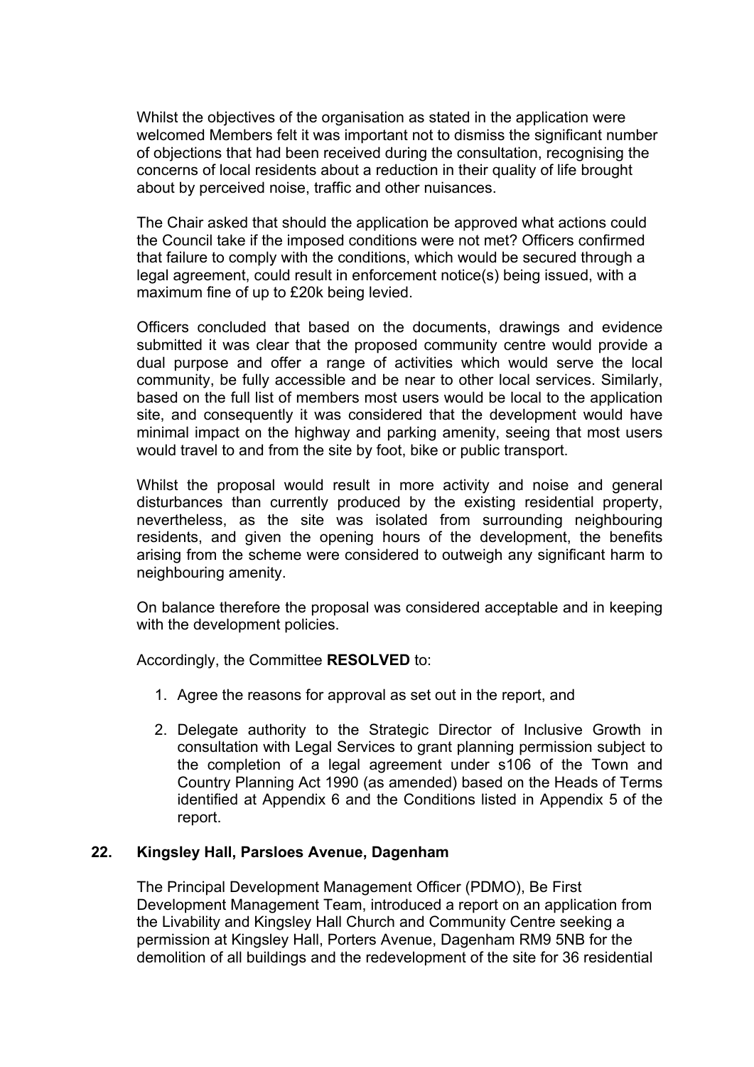Whilst the objectives of the organisation as stated in the application were welcomed Members felt it was important not to dismiss the significant number of objections that had been received during the consultation, recognising the concerns of local residents about a reduction in their quality of life brought about by perceived noise, traffic and other nuisances.

The Chair asked that should the application be approved what actions could the Council take if the imposed conditions were not met? Officers confirmed that failure to comply with the conditions, which would be secured through a legal agreement, could result in enforcement notice(s) being issued, with a maximum fine of up to £20k being levied.

Officers concluded that based on the documents, drawings and evidence submitted it was clear that the proposed community centre would provide a dual purpose and offer a range of activities which would serve the local community, be fully accessible and be near to other local services. Similarly, based on the full list of members most users would be local to the application site, and consequently it was considered that the development would have minimal impact on the highway and parking amenity, seeing that most users would travel to and from the site by foot, bike or public transport.

Whilst the proposal would result in more activity and noise and general disturbances than currently produced by the existing residential property, nevertheless, as the site was isolated from surrounding neighbouring residents, and given the opening hours of the development, the benefits arising from the scheme were considered to outweigh any significant harm to neighbouring amenity.

On balance therefore the proposal was considered acceptable and in keeping with the development policies.

Accordingly, the Committee **RESOLVED** to:

1. Agree the reasons for approval as set out in the report, and

2. Delegate authority to the Strategic Director of Inclusive Growth in consultation with Legal Services to grant planning permission subject to the completion of a legal agreement under s106 of the Town and Country Planning Act 1990 (as amended) based on the Heads of Terms identified at Appendix 6 and the Conditions listed in Appendix 5 of the report.

## 22. Kingsley Hall, Parsloes Avenue, Dagenham

The Principal Development Management Officer (PDMO), Be First Development Management Team, introduced a report on an application from the Livability and Kingsley Hall Church and Community Centre seeking a permission at Kingsley Hall, Porters Avenue, Dagenham RM9 5NB for the demolition of all buildings and the redevelopment of the site for 36 residential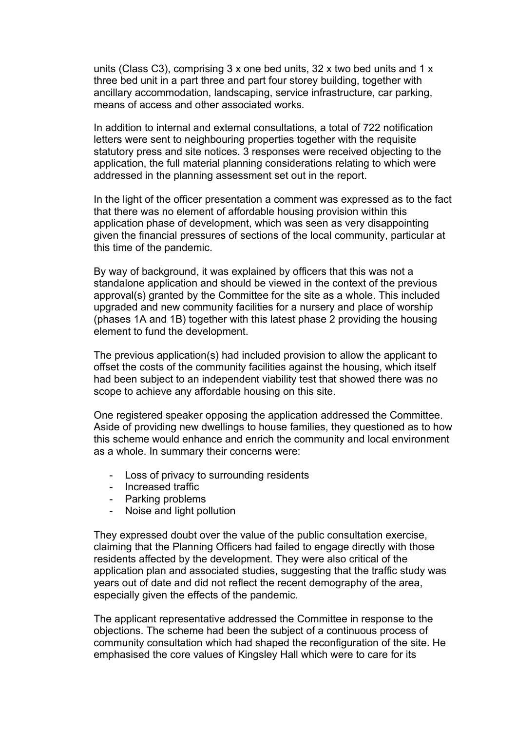units (Class C3), comprising 3 x one bed units, 32 x two bed units and 1 x three bed unit in a part three and part four storey building, together with ancillary accommodation, landscaping, service infrastructure, car parking, means of access and other associated works.

In addition to internal and external consultations, a total of 722 notification letters were sent to neighbouring properties together with the requisite statutory press and site notices. 3 responses were received objecting to the application, the full material planning considerations relating to which were addressed in the planning assessment set out in the report.

In the light of the officer presentation a comment was expressed as to the fact that there was no element of affordable housing provision within this application phase of development, which was seen as very disappointing given the financial pressures of sections of the local community, particular at this time of the pandemic.

By way of background, it was explained by officers that this was not a standalone application and should be viewed in the context of the previous approval(s) granted by the Committee for the site as a whole. This included upgraded and new community facilities for a nursery and place of worship (phases 1A and 1B) together with this latest phase 2 providing the housing element to fund the development.

The previous application(s) had included provision to allow the applicant to offset the costs of the community facilities against the housing, which itself had been subject to an independent viability test that showed there was no scope to achieve any affordable housing on this site.

One registered speaker opposing the application addressed the Committee. Aside of providing new dwellings to house families, they questioned as to how this scheme would enhance and enrich the community and local environment as a whole. In summary their concerns were:

- Loss of privacy to surrounding residents
- Increased traffic
- Parking problems
- Noise and light pollution

They expressed doubt over the value of the public consultation exercise, claiming that the Planning Officers had failed to engage directly with those residents affected by the development. They were also critical of the application plan and associated studies, suggesting that the traffic study was years out of date and did not reflect the recent demography of the area, especially given the effects of the pandemic.

The applicant representative addressed the Committee in response to the objections. The scheme had been the subject of a continuous process of community consultation which had shaped the reconfiguration of the site. He emphasised the core values of Kingsley Hall which were to care for its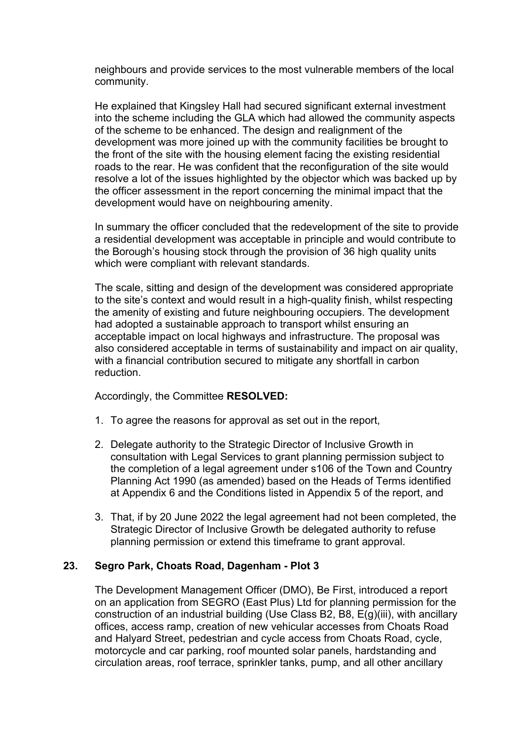neighbours and provide services to the most vulnerable members of the local community.

He explained that Kingsley Hall had secured significant external investment into the scheme including the GLA which had allowed the community aspects of the scheme to be enhanced. The design and realignment of the development was more joined up with the community facilities be brought to the front of the site with the housing element facing the existing residential roads to the rear. He was confident that the reconfiguration of the site would resolve a lot of the issues highlighted by the objector which was backed up by the officer assessment in the report concerning the minimal impact that the development would have on neighbouring amenity.

In summary the officer concluded that the redevelopment of the site to provide a residential development was acceptable in principle and would contribute to the Borough's housing stock through the provision of 36 high quality units which were compliant with relevant standards.

The scale, sitting and design of the development was considered appropriate to the site's context and would result in a high-quality finish, whilst respecting the amenity of existing and future neighbouring occupiers. The development had adopted a sustainable approach to transport whilst ensuring an acceptable impact on local highways and infrastructure. The proposal was also considered acceptable in terms of sustainability and impact on air quality, with a financial contribution secured to mitigate any shortfall in carbon reduction.

Accordingly, the Committee **RESOLVED:**

1. To agree the reasons for approval as set out in the report,

2. Delegate authority to the Strategic Director of Inclusive Growth in consultation with Legal Services to grant planning permission subject to the completion of a legal agreement under s106 of the Town and Country Planning Act 1990 (as amended) based on the Heads of Terms identified at Appendix 6 and the Conditions listed in Appendix 5 of the report, and

3. That, if by 20 June 2022 the legal agreement had not been completed, the Strategic Director of Inclusive Growth be delegated authority to refuse planning permission or extend this timeframe to grant approval.

## 23. Segro Park, Choats Road, Dagenham - Plot 3

The Development Management Officer (DMO), Be First, introduced a report on an application from SEGRO (East Plus) Ltd for planning permission for the construction of an industrial building (Use Class B2, B8, E(g)(iii), with ancillary offices, access ramp, creation of new vehicular accesses from Choats Road and Halyard Street, pedestrian and cycle access from Choats Road, cycle, motorcycle and car parking, roof mounted solar panels, hardstanding and circulation areas, roof terrace, sprinkler tanks, pump, and all other ancillary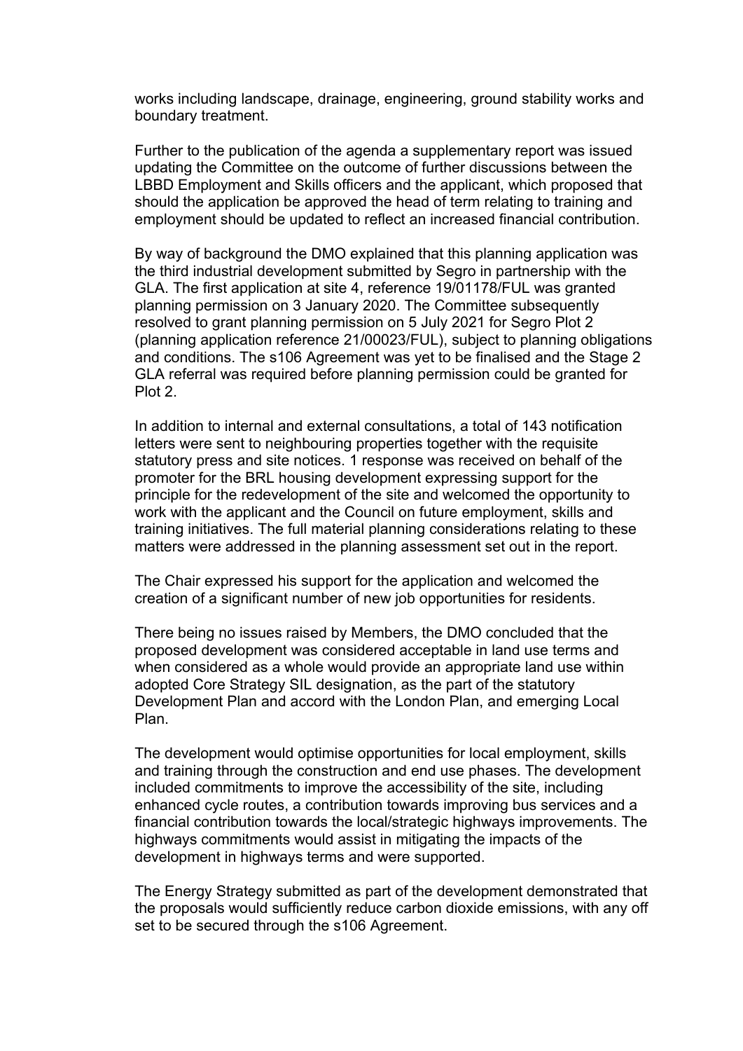works including landscape, drainage, engineering, ground stability works and boundary treatment.

Further to the publication of the agenda a supplementary report was issued updating the Committee on the outcome of further discussions between the LBBD Employment and Skills officers and the applicant, which proposed that should the application be approved the head of term relating to training and employment should be updated to reflect an increased financial contribution.

By way of background the DMO explained that this planning application was the third industrial development submitted by Segro in partnership with the GLA. The first application at site 4, reference 19/01178/FUL was granted planning permission on 3 January 2020. The Committee subsequently resolved to grant planning permission on 5 July 2021 for Segro Plot 2 (planning application reference 21/00023/FUL), subject to planning obligations and conditions. The s106 Agreement was yet to be finalised and the Stage 2 GLA referral was required before planning permission could be granted for Plot 2.

In addition to internal and external consultations, a total of 143 notification letters were sent to neighbouring properties together with the requisite statutory press and site notices. 1 response was received on behalf of the promoter for the BRL housing development expressing support for the principle for the redevelopment of the site and welcomed the opportunity to work with the applicant and the Council on future employment, skills and training initiatives. The full material planning considerations relating to these matters were addressed in the planning assessment set out in the report.

The Chair expressed his support for the application and welcomed the creation of a significant number of new job opportunities for residents.

There being no issues raised by Members, the DMO concluded that the proposed development was considered acceptable in land use terms and when considered as a whole would provide an appropriate land use within adopted Core Strategy SIL designation, as the part of the statutory Development Plan and accord with the London Plan, and emerging Local Plan.

The development would optimise opportunities for local employment, skills and training through the construction and end use phases. The development included commitments to improve the accessibility of the site, including enhanced cycle routes, a contribution towards improving bus services and a financial contribution towards the local/strategic highways improvements. The highways commitments would assist in mitigating the impacts of the development in highways terms and were supported.

The Energy Strategy submitted as part of the development demonstrated that the proposals would sufficiently reduce carbon dioxide emissions, with any off set to be secured through the s106 Agreement.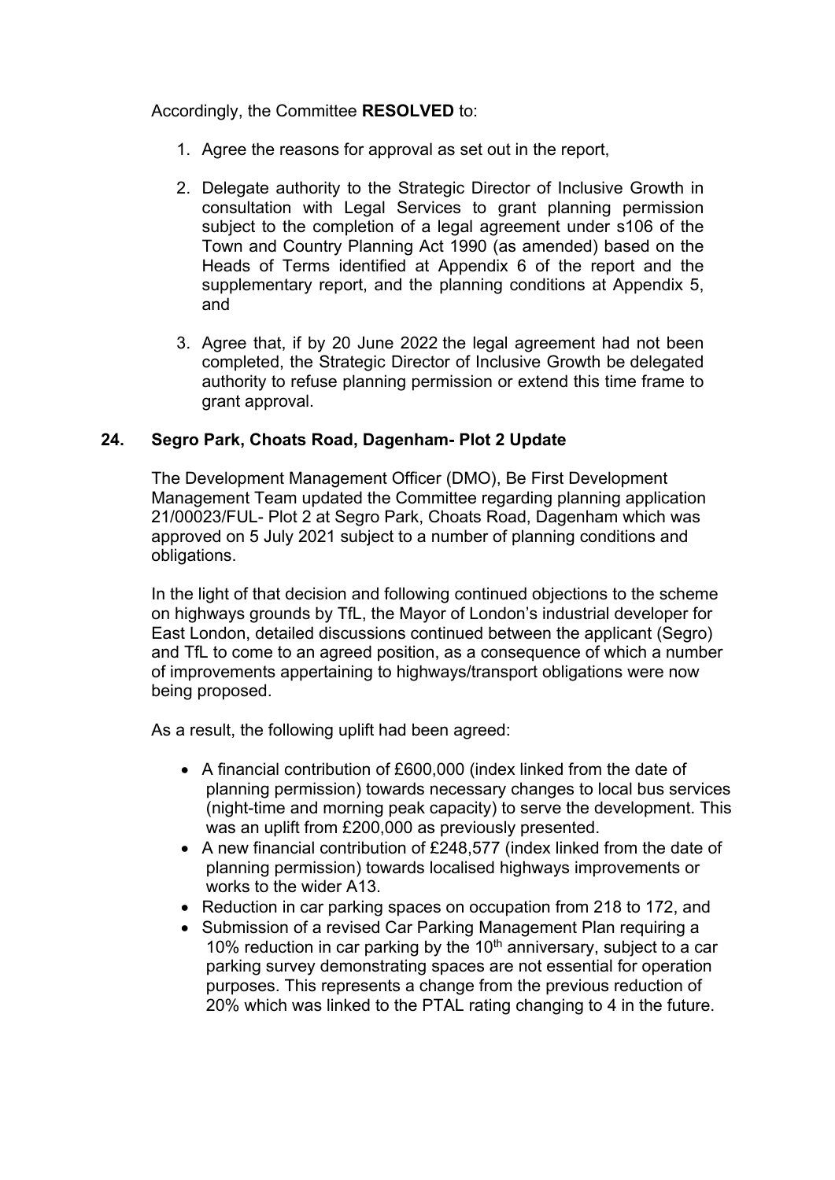Accordingly, the Committee **RESOLVED** to:

1. Agree the reasons for approval as set out in the report,

2. Delegate authority to the Strategic Director of Inclusive Growth in consultation with Legal Services to grant planning permission subject to the completion of a legal agreement under s106 of the Town and Country Planning Act 1990 (as amended) based on the Heads of Terms identified at Appendix 6 of the report and the supplementary report, and the planning conditions at Appendix 5, and

3. Agree that, if by 20 June 2022 the legal agreement had not been completed, the Strategic Director of Inclusive Growth be delegated authority to refuse planning permission or extend this time frame to grant approval.

## 24. Segro Park, Choats Road, Dagenham- Plot 2 Update

The Development Management Officer (DMO), Be First Development Management Team updated the Committee regarding planning application 21/00023/FUL- Plot 2 at Segro Park, Choats Road, Dagenham which was approved on 5 July 2021 subject to a number of planning conditions and obligations.

In the light of that decision and following continued objections to the scheme on highways grounds by TfL, the Mayor of London's industrial developer for East London, detailed discussions continued between the applicant (Segro) and TfL to come to an agreed position, as a consequence of which a number of improvements appertaining to highways/transport obligations were now being proposed.

As a result, the following uplift had been agreed:

- A financial contribution of £600,000 (index linked from the date of planning permission) towards necessary changes to local bus services (night-time and morning peak capacity) to serve the development. This was an uplift from £200,000 as previously presented.
- A new financial contribution of £248,577 (index linked from the date of planning permission) towards localised highways improvements or works to the wider A13.
- Reduction in car parking spaces on occupation from 218 to 172, and
- Submission of a revised Car Parking Management Plan requiring a 10% reduction in car parking by the 10th anniversary, subject to a car parking survey demonstrating spaces are not essential for operation purposes. This represents a change from the previous reduction of 20% which was linked to the PTAL rating changing to 4 in the future.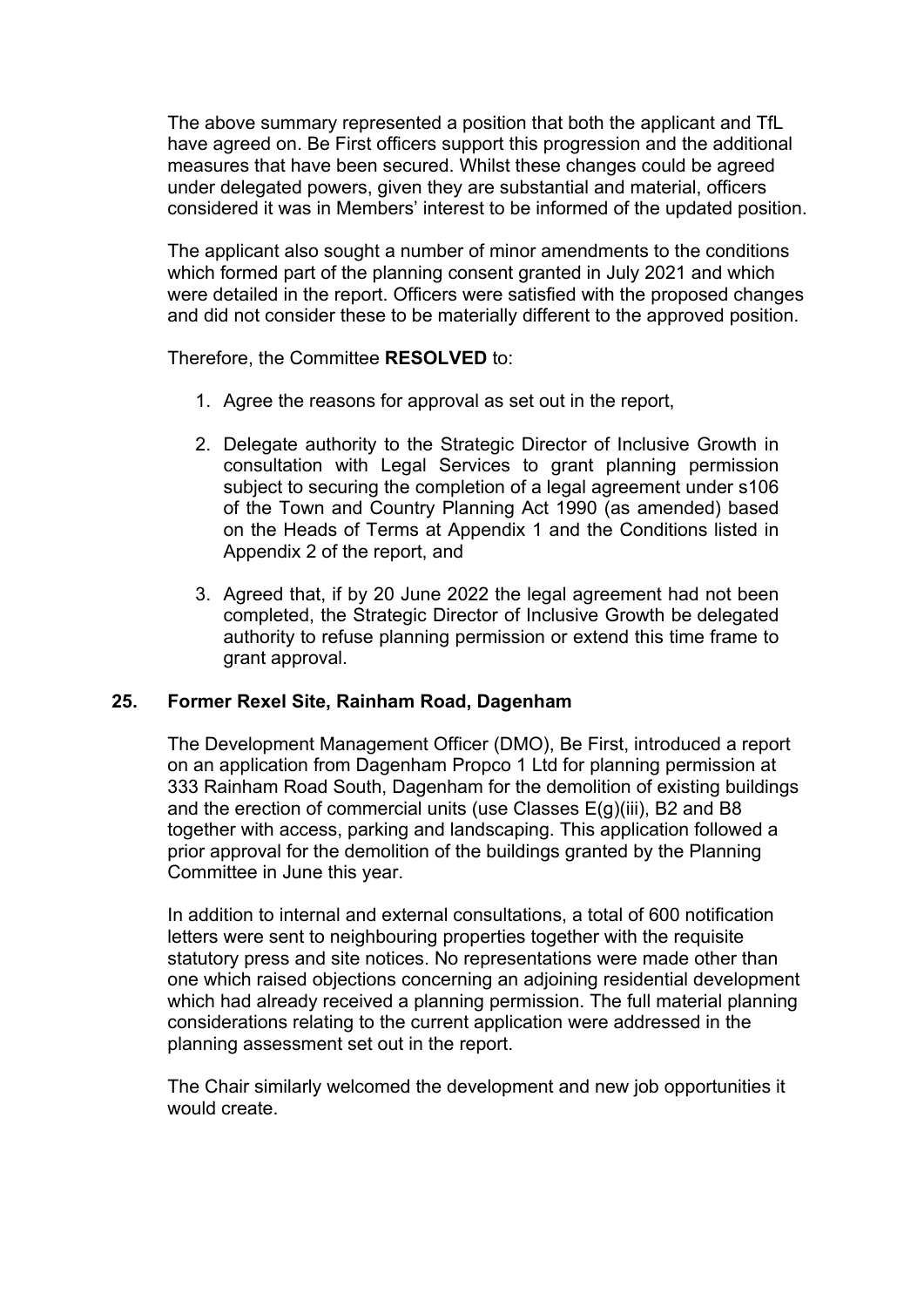The above summary represented a position that both the applicant and TfL have agreed on. Be First officers support this progression and the additional measures that have been secured. Whilst these changes could be agreed under delegated powers, given they are substantial and material, officers considered it was in Members' interest to be informed of the updated position.

The applicant also sought a number of minor amendments to the conditions which formed part of the planning consent granted in July 2021 and which were detailed in the report. Officers were satisfied with the proposed changes and did not consider these to be materially different to the approved position.

Therefore, the Committee **RESOLVED** to:

1. Agree the reasons for approval as set out in the report,

2. Delegate authority to the Strategic Director of Inclusive Growth in consultation with Legal Services to grant planning permission subject to securing the completion of a legal agreement under s106 of the Town and Country Planning Act 1990 (as amended) based on the Heads of Terms at Appendix 1 and the Conditions listed in Appendix 2 of the report, and

3. Agreed that, if by 20 June 2022 the legal agreement had not been completed, the Strategic Director of Inclusive Growth be delegated authority to refuse planning permission or extend this time frame to grant approval.

## 25. Former Rexel Site, Rainham Road, Dagenham

The Development Management Officer (DMO), Be First, introduced a report on an application from Dagenham Propco 1 Ltd for planning permission at 333 Rainham Road South, Dagenham for the demolition of existing buildings and the erection of commercial units (use Classes E(g)(iii), B2 and B8 together with access, parking and landscaping. This application followed a prior approval for the demolition of the buildings granted by the Planning Committee in June this year.

In addition to internal and external consultations, a total of 600 notification letters were sent to neighbouring properties together with the requisite statutory press and site notices. No representations were made other than one which raised objections concerning an adjoining residential development which had already received a planning permission. The full material planning considerations relating to the current application were addressed in the planning assessment set out in the report.

The Chair similarly welcomed the development and new job opportunities it would create.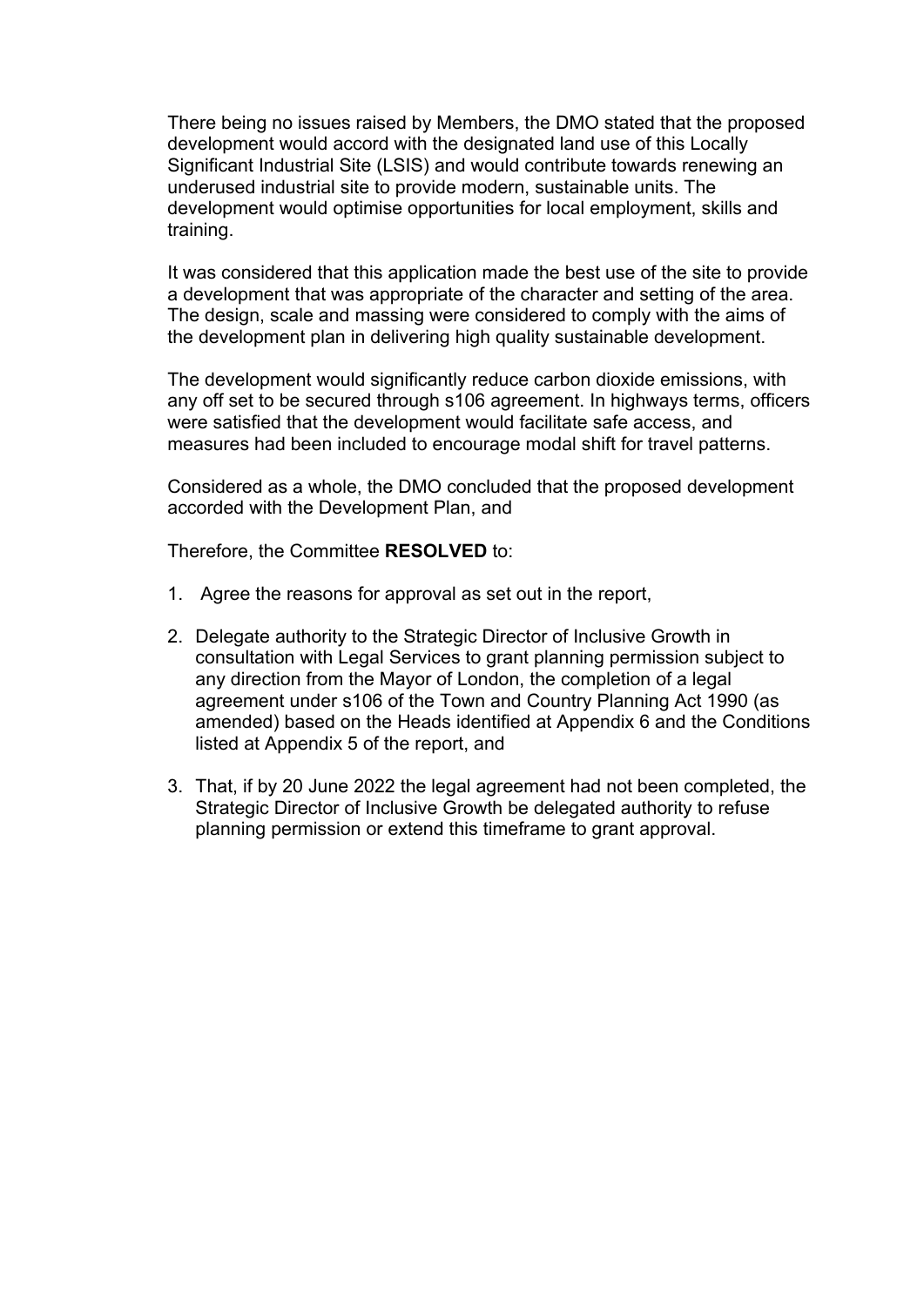There being no issues raised by Members, the DMO stated that the proposed development would accord with the designated land use of this Locally Significant Industrial Site (LSIS) and would contribute towards renewing an underused industrial site to provide modern, sustainable units. The development would optimise opportunities for local employment, skills and training.

It was considered that this application made the best use of the site to provide a development that was appropriate of the character and setting of the area. The design, scale and massing were considered to comply with the aims of the development plan in delivering high quality sustainable development.

The development would significantly reduce carbon dioxide emissions, with any off set to be secured through s106 agreement. In highways terms, officers were satisfied that the development would facilitate safe access, and measures had been included to encourage modal shift for travel patterns.

Considered as a whole, the DMO concluded that the proposed development accorded with the Development Plan, and

Therefore, the Committee **RESOLVED** to:

1. Agree the reasons for approval as set out in the report,

2. Delegate authority to the Strategic Director of Inclusive Growth in consultation with Legal Services to grant planning permission subject to any direction from the Mayor of London, the completion of a legal agreement under s106 of the Town and Country Planning Act 1990 (as amended) based on the Heads identified at Appendix 6 and the Conditions listed at Appendix 5 of the report, and

3. That, if by 20 June 2022 the legal agreement had not been completed, the Strategic Director of Inclusive Growth be delegated authority to refuse planning permission or extend this timeframe to grant approval.